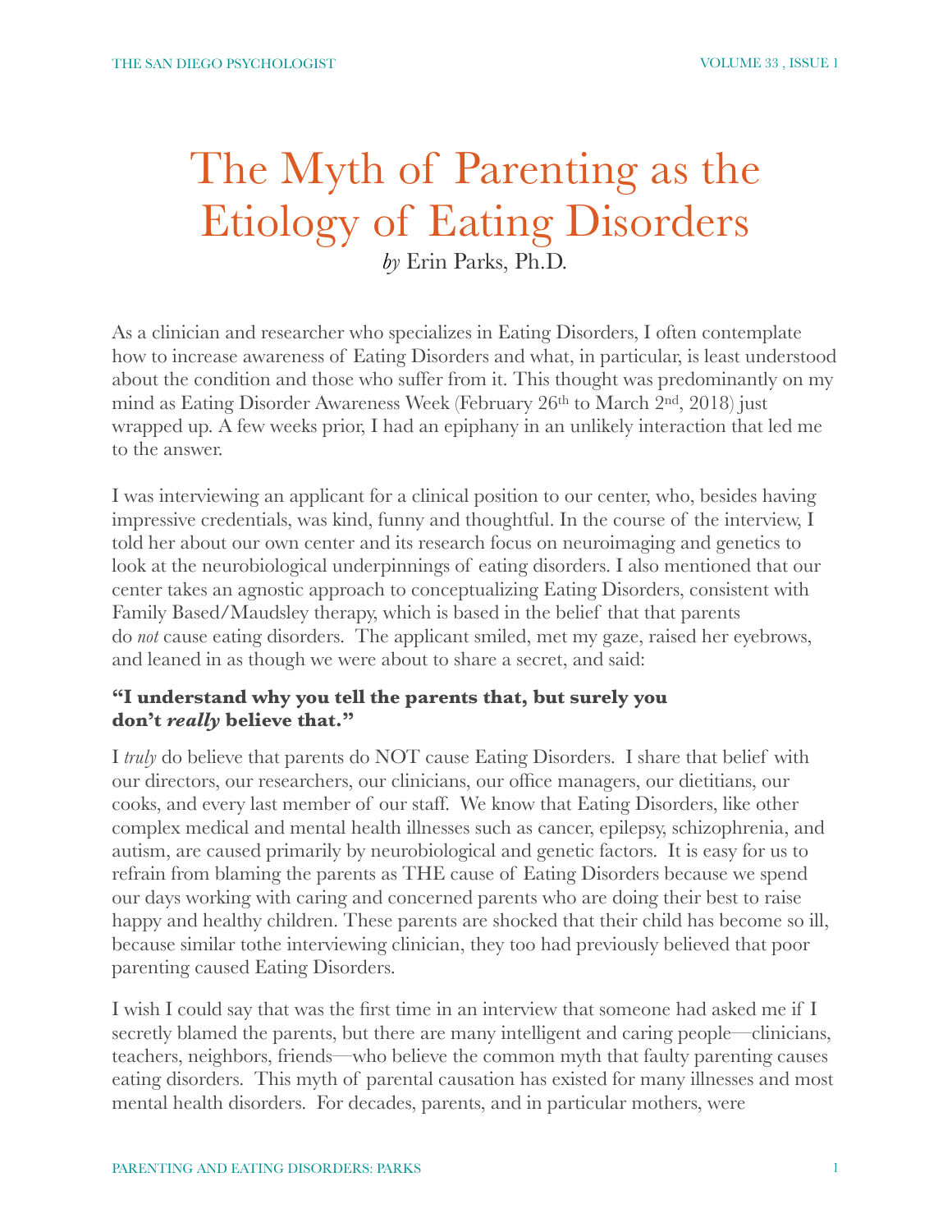# The Myth of Parenting as the Etiology of Eating Disorders

*by* Erin Parks, Ph.D.

As a clinician and researcher who specializes in Eating Disorders, I often contemplate how to increase awareness of Eating Disorders and what, in particular, is least understood about the condition and those who suffer from it. This thought was predominantly on my mind as Eating Disorder Awareness Week (February 26th to March 2nd, 2018) just wrapped up. A few weeks prior, I had an epiphany in an unlikely interaction that led me to the answer.

I was interviewing an applicant for a clinical position to our center, who, besides having impressive credentials, was kind, funny and thoughtful. In the course of the interview, I told her about our own center and its research focus on neuroimaging and genetics to look at the neurobiological underpinnings of eating disorders. I also mentioned that our center takes an agnostic approach to conceptualizing Eating Disorders, consistent with Family Based/Maudsley therapy, which is based in the belief that that parents do *not* cause eating disorders. The applicant smiled, met my gaze, raised her eyebrows, and leaned in as though we were about to share a secret, and said:

**"I understand why you tell the parents that, but surely you don't *really* believe that."**

I *truly* do believe that parents do NOT cause Eating Disorders. I share that belief with our directors, our researchers, our clinicians, our office managers, our dietitians, our cooks, and every last member of our staff. We know that Eating Disorders, like other complex medical and mental health illnesses such as cancer, epilepsy, schizophrenia, and autism, are caused primarily by neurobiological and genetic factors. It is easy for us to refrain from blaming the parents as THE cause of Eating Disorders because we spend our days working with caring and concerned parents who are doing their best to raise happy and healthy children. These parents are shocked that their child has become so ill, because similar tothe interviewing clinician, they too had previously believed that poor parenting caused Eating Disorders.

I wish I could say that was the first time in an interview that someone had asked me if I secretly blamed the parents, but there are many intelligent and caring people—clinicians, teachers, neighbors, friends—who believe the common myth that faulty parenting causes eating disorders. This myth of parental causation has existed for many illnesses and most mental health disorders. For decades, parents, and in particular mothers, were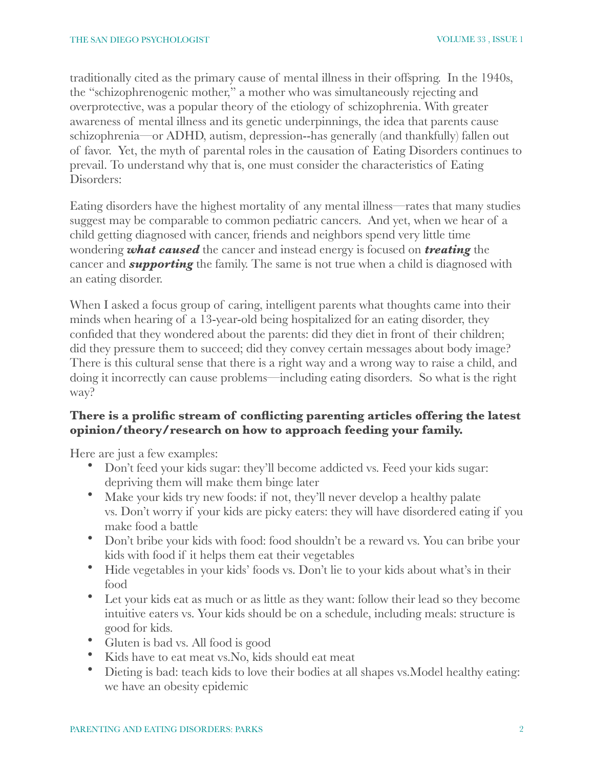traditionally cited as the primary cause of mental illness in their offspring. In the 1940s, the "schizophrenogenic mother," a mother who was simultaneously rejecting and overprotective, was a popular theory of the etiology of schizophrenia. With greater awareness of mental illness and its genetic underpinnings, the idea that parents cause schizophrenia—or ADHD, autism, depression--has generally (and thankfully) fallen out of favor. Yet, the myth of parental roles in the causation of Eating Disorders continues to prevail. To understand why that is, one must consider the characteristics of Eating Disorders:

Eating disorders have the highest mortality of any mental illness—rates that many studies suggest may be comparable to common pediatric cancers. And yet, when we hear of a child getting diagnosed with cancer, friends and neighbors spend very little time wondering ***what caused*** the cancer and instead energy is focused on ***treating*** the cancer and ***supporting*** the family. The same is not true when a child is diagnosed with an eating disorder.

When I asked a focus group of caring, intelligent parents what thoughts came into their minds when hearing of a 13-year-old being hospitalized for an eating disorder, they confided that they wondered about the parents: did they diet in front of their children; did they pressure them to succeed; did they convey certain messages about body image? There is this cultural sense that there is a right way and a wrong way to raise a child, and doing it incorrectly can cause problems—including eating disorders. So what is the right way?

**There is a prolific stream of conflicting parenting articles offering the latest opinion/theory/research on how to approach feeding your family.**

Here are just a few examples:

- Don't feed your kids sugar: they'll become addicted vs. Feed your kids sugar: depriving them will make them binge later
- Make your kids try new foods: if not, they'll never develop a healthy palate vs. Don't worry if your kids are picky eaters: they will have disordered eating if you make food a battle
- Don't bribe your kids with food: food shouldn't be a reward vs. You can bribe your kids with food if it helps them eat their vegetables
- Hide vegetables in your kids' foods vs. Don't lie to your kids about what's in their food
- Let your kids eat as much or as little as they want: follow their lead so they become intuitive eaters vs. Your kids should be on a schedule, including meals: structure is good for kids.
- Gluten is bad vs. All food is good
- Kids have to eat meat vs.No, kids should eat meat
- Dieting is bad: teach kids to love their bodies at all shapes vs.Model healthy eating: we have an obesity epidemic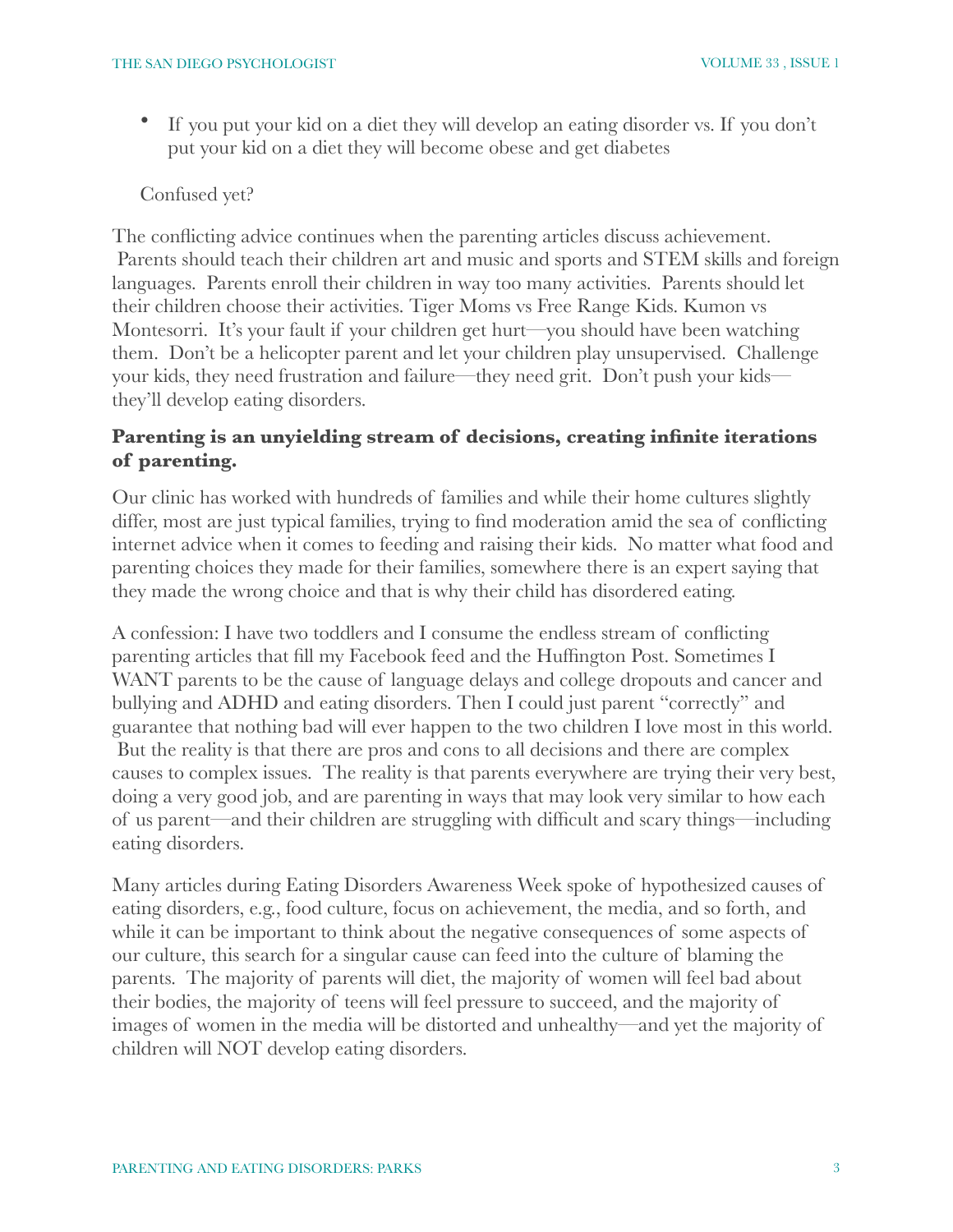- If you put your kid on a diet they will develop an eating disorder vs. If you don't put your kid on a diet they will become obese and get diabetes

Confused yet?

The conflicting advice continues when the parenting articles discuss achievement. Parents should teach their children art and music and sports and STEM skills and foreign languages. Parents enroll their children in way too many activities. Parents should let their children choose their activities. Tiger Moms vs Free Range Kids. Kumon vs Montesorri. It's your fault if your children get hurt—you should have been watching them. Don't be a helicopter parent and let your children play unsupervised. Challenge your kids, they need frustration and failure—they need grit. Don't push your kids—they'll develop eating disorders.

**Parenting is an unyielding stream of decisions, creating infinite iterations of parenting.**

Our clinic has worked with hundreds of families and while their home cultures slightly differ, most are just typical families, trying to find moderation amid the sea of conflicting internet advice when it comes to feeding and raising their kids. No matter what food and parenting choices they made for their families, somewhere there is an expert saying that they made the wrong choice and that is why their child has disordered eating.

A confession: I have two toddlers and I consume the endless stream of conflicting parenting articles that fill my Facebook feed and the Huffington Post. Sometimes I WANT parents to be the cause of language delays and college dropouts and cancer and bullying and ADHD and eating disorders. Then I could just parent "correctly" and guarantee that nothing bad will ever happen to the two children I love most in this world. But the reality is that there are pros and cons to all decisions and there are complex causes to complex issues. The reality is that parents everywhere are trying their very best, doing a very good job, and are parenting in ways that may look very similar to how each of us parent—and their children are struggling with difficult and scary things—including eating disorders.

Many articles during Eating Disorders Awareness Week spoke of hypothesized causes of eating disorders, e.g., food culture, focus on achievement, the media, and so forth, and while it can be important to think about the negative consequences of some aspects of our culture, this search for a singular cause can feed into the culture of blaming the parents. The majority of parents will diet, the majority of women will feel bad about their bodies, the majority of teens will feel pressure to succeed, and the majority of images of women in the media will be distorted and unhealthy—and yet the majority of children will NOT develop eating disorders.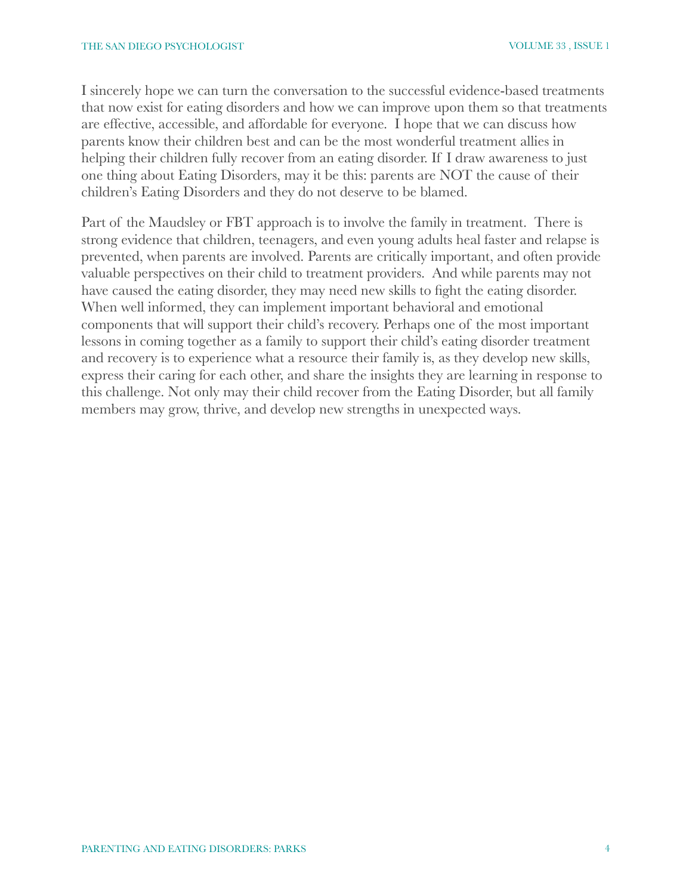I sincerely hope we can turn the conversation to the successful evidence-based treatments that now exist for eating disorders and how we can improve upon them so that treatments are effective, accessible, and affordable for everyone. I hope that we can discuss how parents know their children best and can be the most wonderful treatment allies in helping their children fully recover from an eating disorder. If I draw awareness to just one thing about Eating Disorders, may it be this: parents are NOT the cause of their children's Eating Disorders and they do not deserve to be blamed.

Part of the Maudsley or FBT approach is to involve the family in treatment. There is strong evidence that children, teenagers, and even young adults heal faster and relapse is prevented, when parents are involved. Parents are critically important, and often provide valuable perspectives on their child to treatment providers. And while parents may not have caused the eating disorder, they may need new skills to fight the eating disorder. When well informed, they can implement important behavioral and emotional components that will support their child's recovery. Perhaps one of the most important lessons in coming together as a family to support their child's eating disorder treatment and recovery is to experience what a resource their family is, as they develop new skills, express their caring for each other, and share the insights they are learning in response to this challenge. Not only may their child recover from the Eating Disorder, but all family members may grow, thrive, and develop new strengths in unexpected ways.